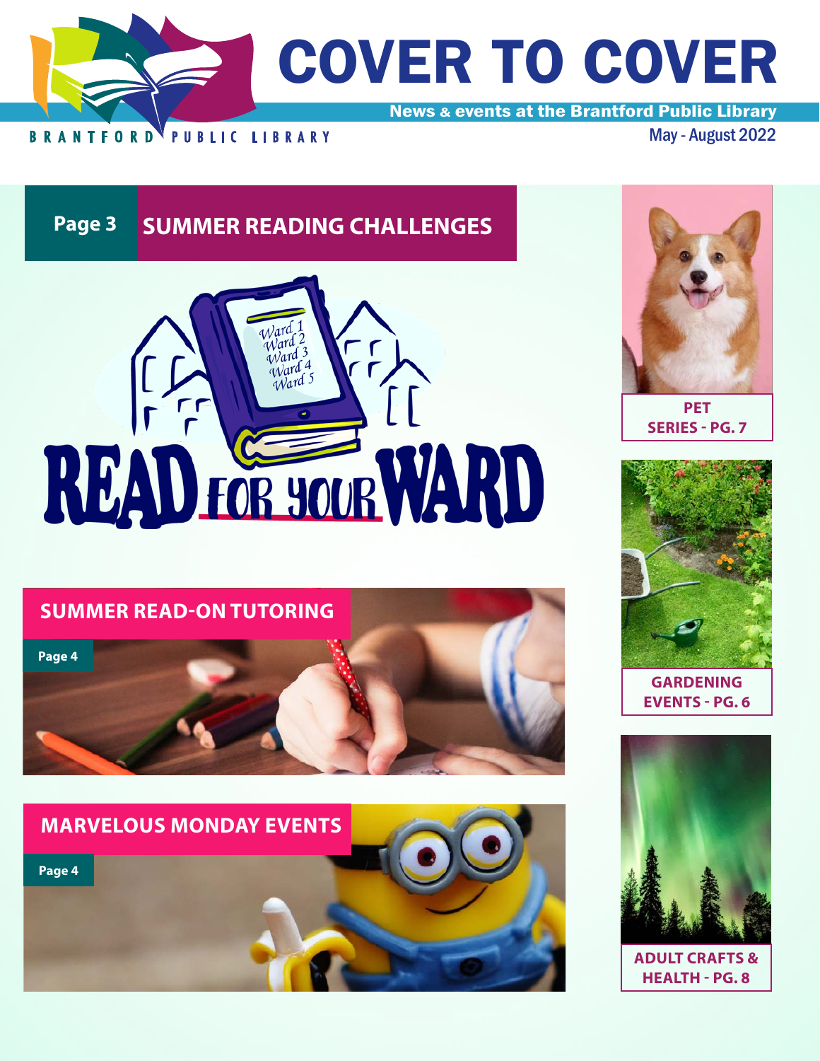# COVER TO COVER

BRANTFORD PUBLIC LIBRARY

**News & events at the Brantford Public Library**

May - August 2022

## Page 3 SUMMER READING CHALLENGES

Ward 1
Ward 2
Ward 3
Ward 4
Ward 5

READ FOR YOUR WARD

## SUMMER READ-ON TUTORING

Page 4

## MARVELOUS MONDAY EVENTS

Page 4

**PET SERIES - PG. 7**

**GARDENING EVENTS - PG. 6**

**ADULT CRAFTS & HEALTH - PG. 8**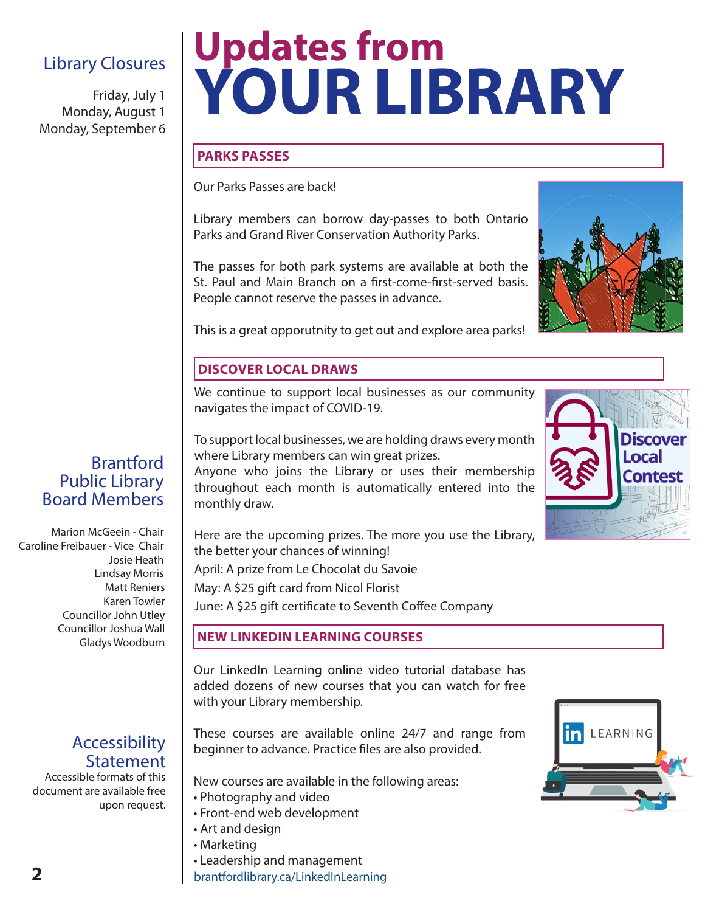# Updates from YOUR LIBRARY

## PARKS PASSES

Our Parks Passes are back!

Library members can borrow day-passes to both Ontario Parks and Grand River Conservation Authority Parks.

The passes for both park systems are available at both the St. Paul and Main Branch on a first-come-first-served basis. People cannot reserve the passes in advance.

This is a great opporutnity to get out and explore area parks!

## DISCOVER LOCAL DRAWS

We continue to support local businesses as our community navigates the impact of COVID-19.

To support local businesses, we are holding draws every month where Library members can win great prizes.
Anyone who joins the Library or uses their membership throughout each month is automatically entered into the monthly draw.

Here are the upcoming prizes. The more you use the Library, the better your chances of winning!
April: A prize from Le Chocolat du Savoie
May: A $25 gift card from Nicol Florist
June: A $25 gift certificate to Seventh Coffee Company

## NEW LINKEDIN LEARNING COURSES

Our LinkedIn Learning online video tutorial database has added dozens of new courses that you can watch for free with your Library membership.

These courses are available online 24/7 and range from beginner to advance. Practice files are also provided.

New courses are available in the following areas:

- Photography and video
- Front-end web development
- Art and design
- Marketing
- Leadership and management

brantfordlibrary.ca/LinkedInLearning

## Library Closures

Friday, July 1
Monday, August 1
Monday, September 6

## Brantford Public Library Board Members

Marion McGeein - Chair
Caroline Freibauer - Vice Chair
Josie Heath
Lindsay Morris
Matt Reniers
Karen Towler
Councillor John Utley
Councillor Joshua Wall
Gladys Woodburn

## Accessibility Statement

Accessible formats of this document are available free upon request.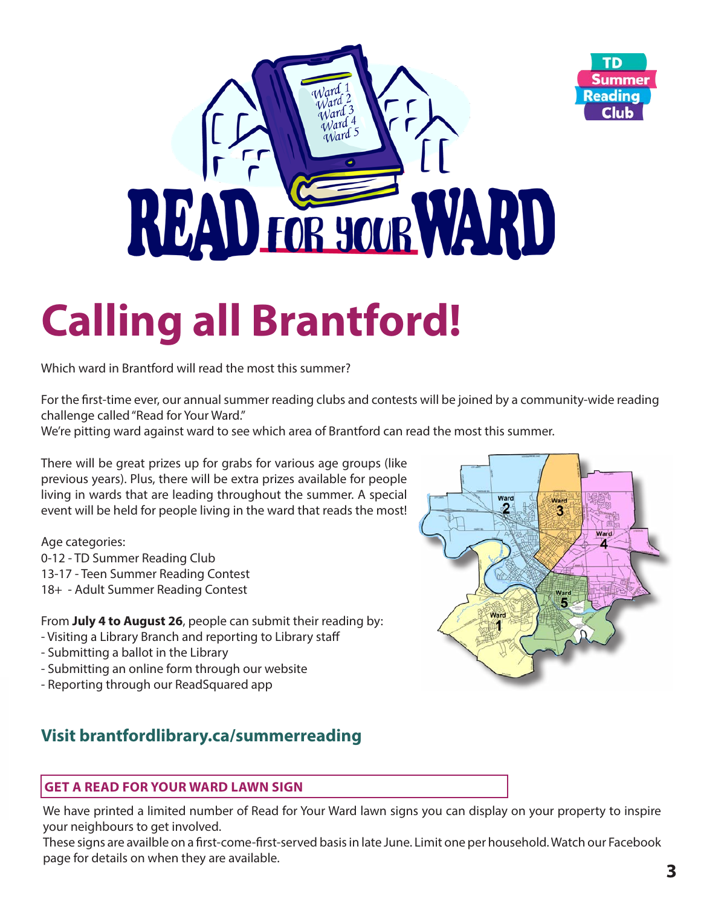# READ FOR YOUR WARD

# Calling all Brantford!

Which ward in Brantford will read the most this summer?

For the first-time ever, our annual summer reading clubs and contests will be joined by a community-wide reading challenge called "Read for Your Ward."
We're pitting ward against ward to see which area of Brantford can read the most this summer.

There will be great prizes up for grabs for various age groups (like previous years). Plus, there will be extra prizes available for people living in wards that are leading throughout the summer. A special event will be held for people living in the ward that reads the most!

Age categories:
0-12 - TD Summer Reading Club
13-17 - Teen Summer Reading Contest
18+ - Adult Summer Reading Contest

From **July 4 to August 26**, people can submit their reading by:
- Visiting a Library Branch and reporting to Library staff
- Submitting a ballot in the Library
- Submitting an online form through our website
- Reporting through our ReadSquared app

## Visit brantfordlibrary.ca/summerreading

### GET A READ FOR YOUR WARD LAWN SIGN

We have printed a limited number of Read for Your Ward lawn signs you can display on your property to inspire your neighbours to get involved.
These signs are availble on a first-come-first-served basis in late June. Limit one per household. Watch our Facebook page for details on when they are available.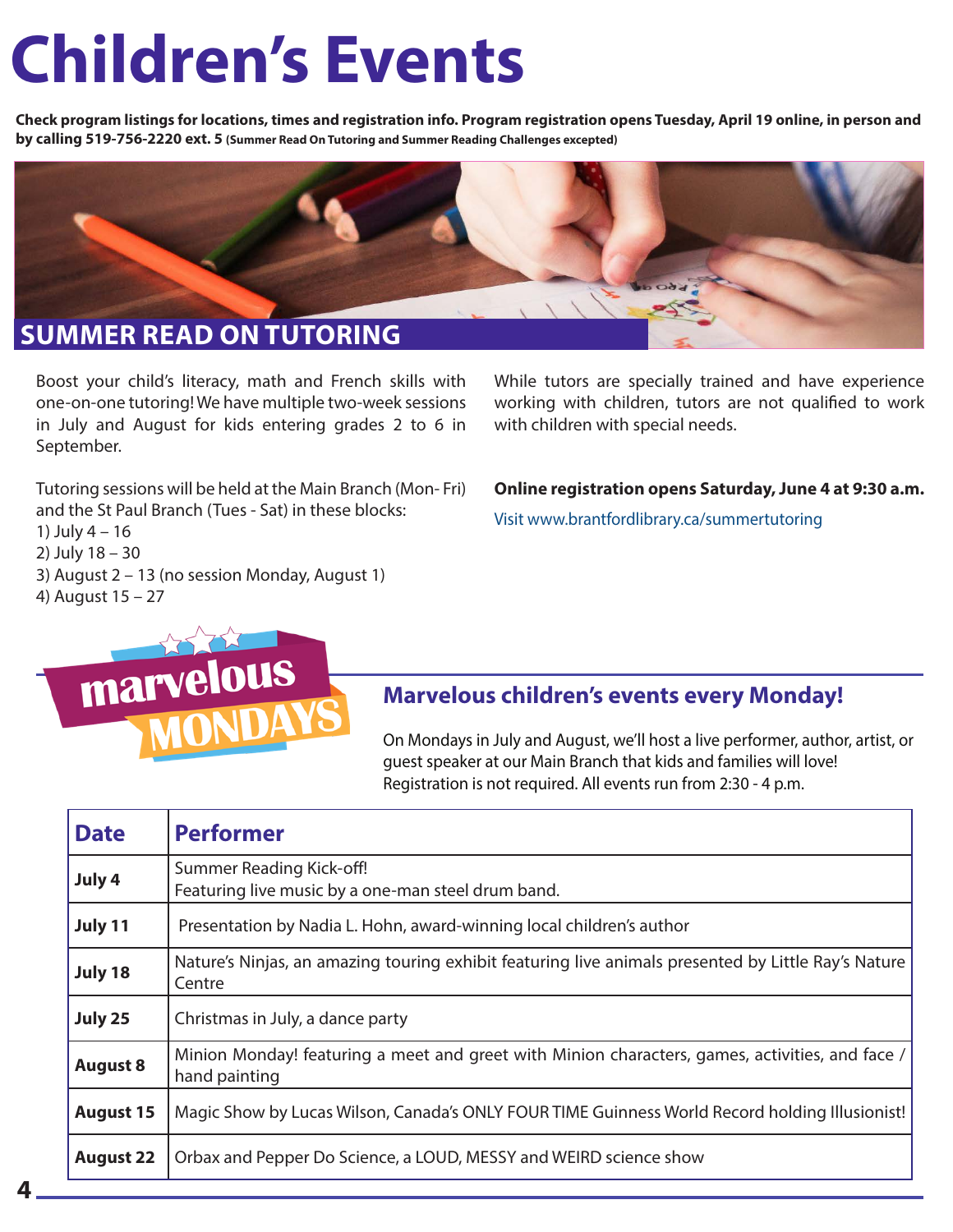# Children's Events

**Check program listings for locations, times and registration info. Program registration opens Tuesday, April 19 online, in person and by calling 519-756-2220 ext. 5** **(Summer Read On Tutoring and Summer Reading Challenges excepted)**

## SUMMER READ ON TUTORING

Boost your child's literacy, math and French skills with one-on-one tutoring! We have multiple two-week sessions in July and August for kids entering grades 2 to 6 in September.

Tutoring sessions will be held at the Main Branch (Mon- Fri) and the St Paul Branch (Tues - Sat) in these blocks:
1) July 4 – 16
2) July 18 – 30
3) August 2 – 13 (no session Monday, August 1)
4) August 15 – 27

While tutors are specially trained and have experience working with children, tutors are not qualified to work with children with special needs.

**Online registration opens Saturday, June 4 at 9:30 a.m.**

Visit www.brantfordlibrary.ca/summertutoring

marvelous MONDAYS

## Marvelous children's events every Monday!

On Mondays in July and August, we'll host a live performer, author, artist, or guest speaker at our Main Branch that kids and families will love! Registration is not required. All events run from 2:30 - 4 p.m.

| Date | Performer |
|---|---|
| **July 4** | Summer Reading Kick-off! Featuring live music by a one-man steel drum band. |
| **July 11** | Presentation by Nadia L. Hohn, award-winning local children's author |
| **July 18** | Nature's Ninjas, an amazing touring exhibit featuring live animals presented by Little Ray's Nature Centre |
| **July 25** | Christmas in July, a dance party |
| **August 8** | Minion Monday! featuring a meet and greet with Minion characters, games, activities, and face / hand painting |
| **August 15** | Magic Show by Lucas Wilson, Canada's ONLY FOUR TIME Guinness World Record holding Illusionist! |
| **August 22** | Orbax and Pepper Do Science, a LOUD, MESSY and WEIRD science show |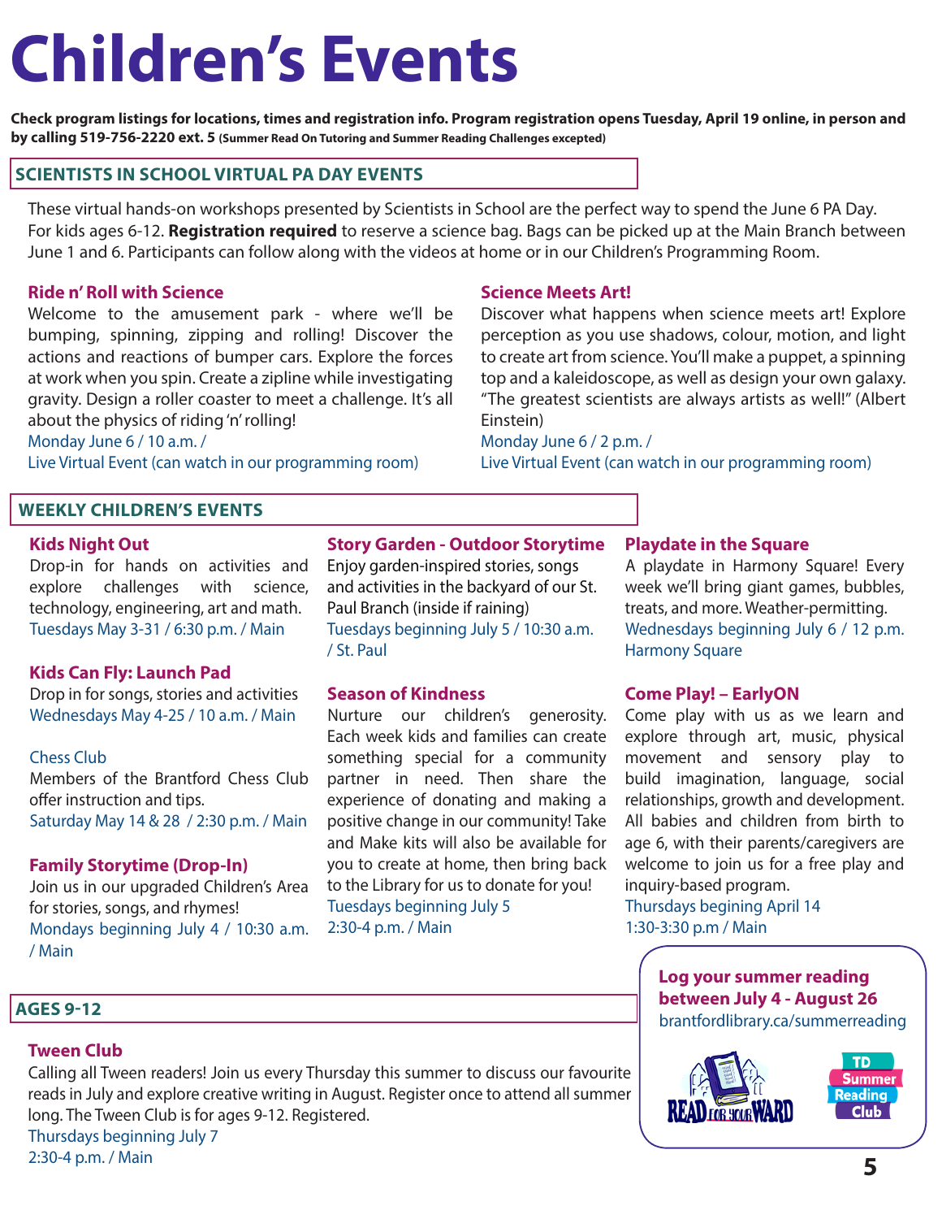# Children's Events

**Check program listings for locations, times and registration info. Program registration opens Tuesday, April 19 online, in person and by calling 519-756-2220 ext. 5** **(Summer Read On Tutoring and Summer Reading Challenges excepted)**

## SCIENTISTS IN SCHOOL VIRTUAL PA DAY EVENTS

These virtual hands-on workshops presented by Scientists in School are the perfect way to spend the June 6 PA Day. For kids ages 6-12. **Registration required** to reserve a science bag. Bags can be picked up at the Main Branch between June 1 and 6. Participants can follow along with the videos at home or in our Children's Programming Room.

### Ride n' Roll with Science

Welcome to the amusement park - where we'll be bumping, spinning, zipping and rolling! Discover the actions and reactions of bumper cars. Explore the forces at work when you spin. Create a zipline while investigating gravity. Design a roller coaster to meet a challenge. It's all about the physics of riding 'n' rolling!

Monday June 6 / 10 a.m. /
Live Virtual Event (can watch in our programming room)

### Science Meets Art!

Discover what happens when science meets art! Explore perception as you use shadows, colour, motion, and light to create art from science. You'll make a puppet, a spinning top and a kaleidoscope, as well as design your own galaxy. "The greatest scientists are always artists as well!" (Albert Einstein)

Monday June 6 / 2 p.m. /
Live Virtual Event (can watch in our programming room)

## WEEKLY CHILDREN'S EVENTS

### Kids Night Out

Drop-in for hands on activities and explore challenges with science, technology, engineering, art and math.

Tuesdays May 3-31 / 6:30 p.m. / Main

### Kids Can Fly: Launch Pad

Drop in for songs, stories and activities

Wednesdays May 4-25 / 10 a.m. / Main

### Chess Club

Members of the Brantford Chess Club offer instruction and tips.

Saturday May 14 & 28 / 2:30 p.m. / Main

### Family Storytime (Drop-In)

Join us in our upgraded Children's Area for stories, songs, and rhymes!

Mondays beginning July 4 / 10:30 a.m. / Main

### Story Garden - Outdoor Storytime

Enjoy garden-inspired stories, songs and activities in the backyard of our St. Paul Branch (inside if raining)

Tuesdays beginning July 5 / 10:30 a.m. / St. Paul

### Season of Kindness

Nurture our children's generosity. Each week kids and families can create something special for a community partner in need. Then share the experience of donating and making a positive change in our community! Take and Make kits will also be available for you to create at home, then bring back to the Library for us to donate for you!

Tuesdays beginning July 5
2:30-4 p.m. / Main

### Playdate in the Square

A playdate in Harmony Square! Every week we'll bring giant games, bubbles, treats, and more. Weather-permitting.

Wednesdays beginning July 6 / 12 p.m. Harmony Square

### Come Play! – EarlyON

Come play with us as we learn and explore through art, music, physical movement and sensory play to build imagination, language, social relationships, growth and development. All babies and children from birth to age 6, with their parents/caregivers are welcome to join us for a free play and inquiry-based program.

Thursdays beginging April 14
1:30-3:30 p.m / Main

## AGES 9-12

### Tween Club

Calling all Tween readers! Join us every Thursday this summer to discuss our favourite reads in July and explore creative writing in August. Register once to attend all summer long. The Tween Club is for ages 9-12. Registered.

Thursdays beginning July 7
2:30-4 p.m. / Main

**Log your summer reading between July 4 - August 26**
brantfordlibrary.ca/summerreading

READ FOR YOUR WARD

TD Summer Reading Club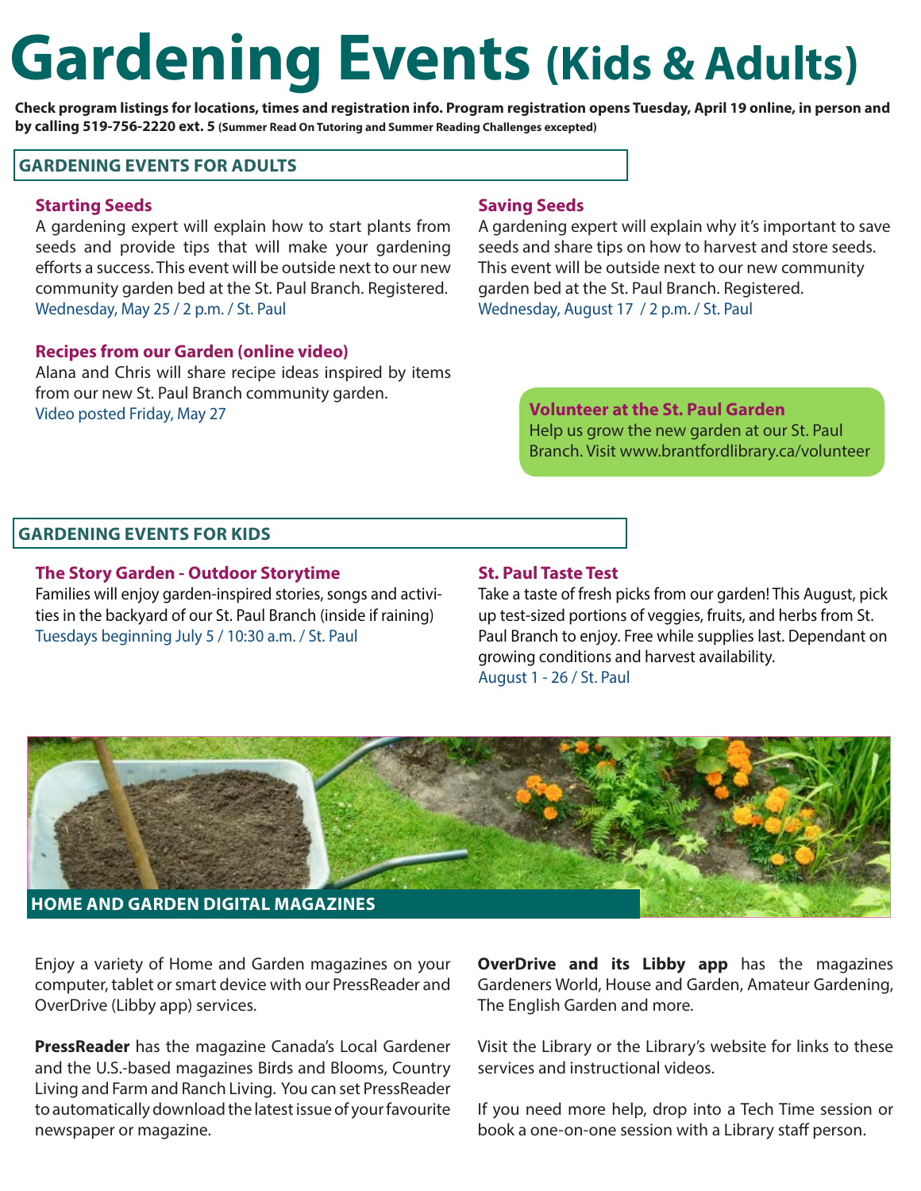# Gardening Events (Kids & Adults)

**Check program listings for locations, times and registration info. Program registration opens Tuesday, April 19 online, in person and by calling 519-756-2220 ext. 5** **(Summer Read On Tutoring and Summer Reading Challenges excepted)**

## GARDENING EVENTS FOR ADULTS

### Starting Seeds

A gardening expert will explain how to start plants from seeds and provide tips that will make your gardening efforts a success. This event will be outside next to our new community garden bed at the St. Paul Branch. Registered.
Wednesday, May 25 / 2 p.m. / St. Paul

### Recipes from our Garden (online video)

Alana and Chris will share recipe ideas inspired by items from our new St. Paul Branch community garden.
Video posted Friday, May 27

### Saving Seeds

A gardening expert will explain why it's important to save seeds and share tips on how to harvest and store seeds. This event will be outside next to our new community garden bed at the St. Paul Branch. Registered.
Wednesday, August 17 / 2 p.m. / St. Paul

### Volunteer at the St. Paul Garden

Help us grow the new garden at our St. Paul Branch. Visit www.brantfordlibrary.ca/volunteer

## GARDENING EVENTS FOR KIDS

### The Story Garden - Outdoor Storytime

Families will enjoy garden-inspired stories, songs and activities in the backyard of our St. Paul Branch (inside if raining)
Tuesdays beginning July 5 / 10:30 a.m. / St. Paul

### St. Paul Taste Test

Take a taste of fresh picks from our garden! This August, pick up test-sized portions of veggies, fruits, and herbs from St. Paul Branch to enjoy. Free while supplies last. Dependant on growing conditions and harvest availability.
August 1 - 26 / St. Paul

## HOME AND GARDEN DIGITAL MAGAZINES

Enjoy a variety of Home and Garden magazines on your computer, tablet or smart device with our PressReader and OverDrive (Libby app) services.

**PressReader** has the magazine Canada's Local Gardener and the U.S.-based magazines Birds and Blooms, Country Living and Farm and Ranch Living. You can set PressReader to automatically download the latest issue of your favourite newspaper or magazine.

**OverDrive and its Libby app** has the magazines Gardeners World, House and Garden, Amateur Gardening, The English Garden and more.

Visit the Library or the Library's website for links to these services and instructional videos.

If you need more help, drop into a Tech Time session or book a one-on-one session with a Library staff person.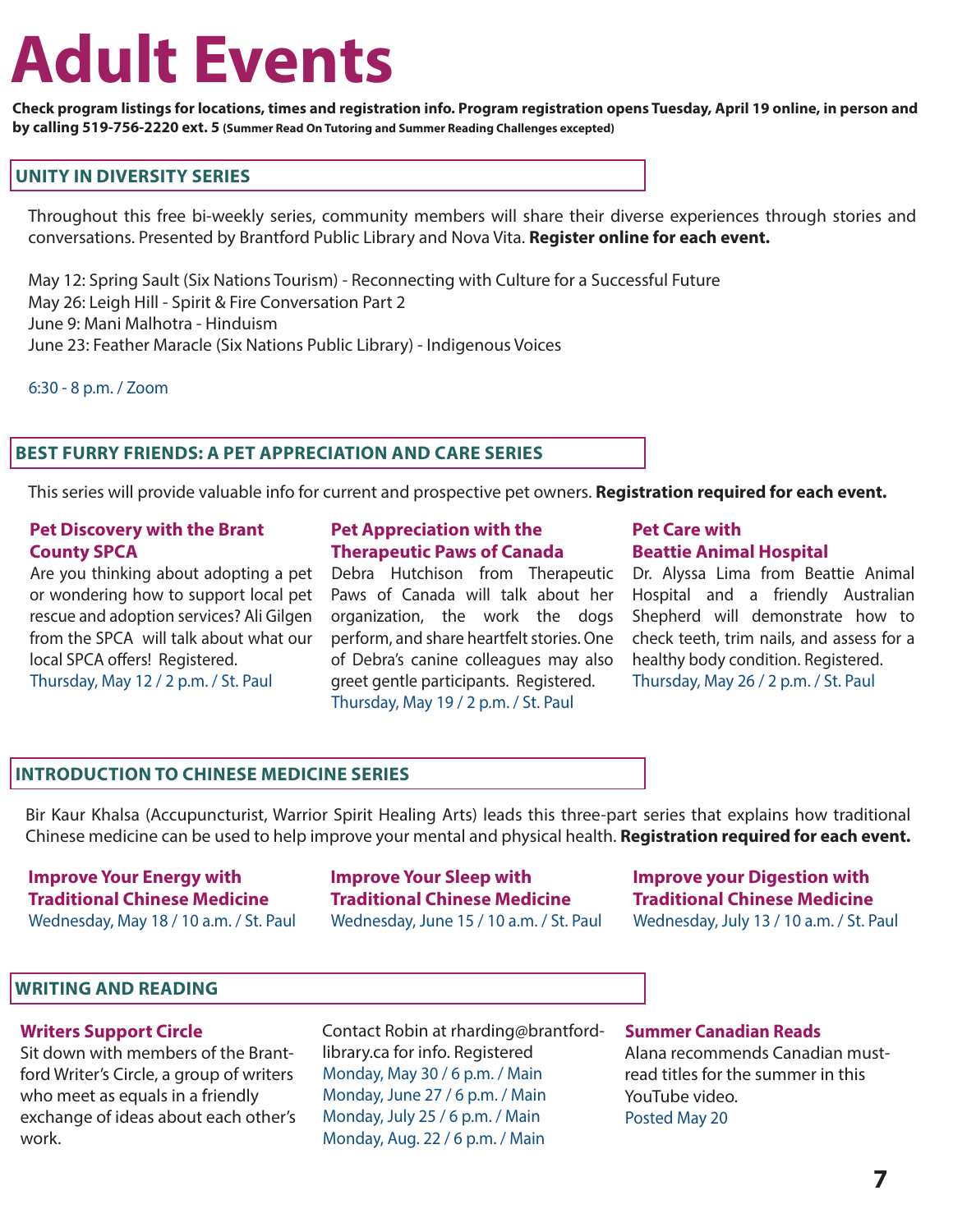# Adult Events

**Check program listings for locations, times and registration info. Program registration opens Tuesday, April 19 online, in person and by calling 519-756-2220 ext. 5** **(Summer Read On Tutoring and Summer Reading Challenges excepted)**

## UNITY IN DIVERSITY SERIES

Throughout this free bi-weekly series, community members will share their diverse experiences through stories and conversations. Presented by Brantford Public Library and Nova Vita. **Register online for each event.**

May 12: Spring Sault (Six Nations Tourism) - Reconnecting with Culture for a Successful Future
May 26: Leigh Hill - Spirit & Fire Conversation Part 2
June 9: Mani Malhotra - Hinduism
June 23: Feather Maracle (Six Nations Public Library) - Indigenous Voices

6:30 - 8 p.m. / Zoom

## BEST FURRY FRIENDS: A PET APPRECIATION AND CARE SERIES

This series will provide valuable info for current and prospective pet owners. **Registration required for each event.**

### Pet Discovery with the Brant County SPCA

Are you thinking about adopting a pet or wondering how to support local pet rescue and adoption services? Ali Gilgen from the SPCA will talk about what our local SPCA offers! Registered.
Thursday, May 12 / 2 p.m. / St. Paul

### Pet Appreciation with the Therapeutic Paws of Canada

Debra Hutchison from Therapeutic Paws of Canada will talk about her organization, the work the dogs perform, and share heartfelt stories. One of Debra's canine colleagues may also greet gentle participants. Registered.
Thursday, May 19 / 2 p.m. / St. Paul

### Pet Care with Beattie Animal Hospital

Dr. Alyssa Lima from Beattie Animal Hospital and a friendly Australian Shepherd will demonstrate how to check teeth, trim nails, and assess for a healthy body condition. Registered.
Thursday, May 26 / 2 p.m. / St. Paul

## INTRODUCTION TO CHINESE MEDICINE SERIES

Bir Kaur Khalsa (Accupuncturist, Warrior Spirit Healing Arts) leads this three-part series that explains how traditional Chinese medicine can be used to help improve your mental and physical health. **Registration required for each event.**

### Improve Your Energy with Traditional Chinese Medicine

Wednesday, May 18 / 10 a.m. / St. Paul

### Improve Your Sleep with Traditional Chinese Medicine

Wednesday, June 15 / 10 a.m. / St. Paul

### Improve your Digestion with Traditional Chinese Medicine

Wednesday, July 13 / 10 a.m. / St. Paul

## WRITING AND READING

### Writers Support Circle

Sit down with members of the Brantford Writer's Circle, a group of writers who meet as equals in a friendly exchange of ideas about each other's work. Contact Robin at rharding@brantford-library.ca for info. Registered
Monday, May 30 / 6 p.m. / Main
Monday, June 27 / 6 p.m. / Main
Monday, July 25 / 6 p.m. / Main
Monday, Aug. 22 / 6 p.m. / Main

### Summer Canadian Reads

Alana recommends Canadian must-read titles for the summer in this YouTube video.
Posted May 20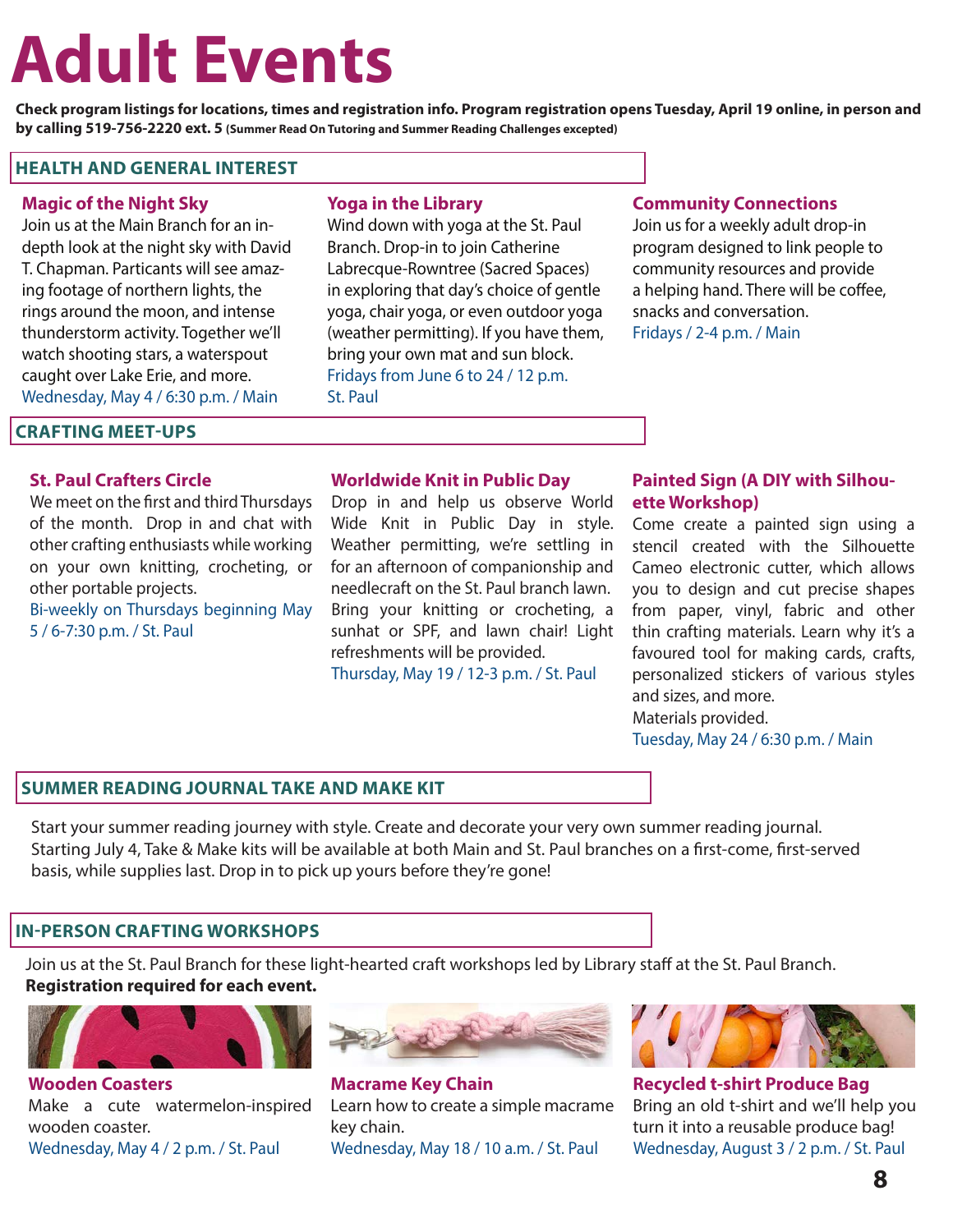# Adult Events

**Check program listings for locations, times and registration info. Program registration opens Tuesday, April 19 online, in person and by calling 519-756-2220 ext. 5** **(Summer Read On Tutoring and Summer Reading Challenges excepted)**

## HEALTH AND GENERAL INTEREST

### Magic of the Night Sky

Join us at the Main Branch for an in-depth look at the night sky with David T. Chapman. Particants will see amazing footage of northern lights, the rings around the moon, and intense thunderstorm activity. Together we'll watch shooting stars, a waterspout caught over Lake Erie, and more.

Wednesday, May 4 / 6:30 p.m. / Main

### Yoga in the Library

Wind down with yoga at the St. Paul Branch. Drop-in to join Catherine Labrecque-Rowntree (Sacred Spaces) in exploring that day's choice of gentle yoga, chair yoga, or even outdoor yoga (weather permitting). If you have them, bring your own mat and sun block.

Fridays from June 6 to 24 / 12 p.m. St. Paul

### Community Connections

Join us for a weekly adult drop-in program designed to link people to community resources and provide a helping hand. There will be coffee, snacks and conversation.

Fridays / 2-4 p.m. / Main

## CRAFTING MEET-UPS

### St. Paul Crafters Circle

We meet on the first and third Thursdays of the month. Drop in and chat with other crafting enthusiasts while working on your own knitting, crocheting, or other portable projects.

Bi-weekly on Thursdays beginning May 5 / 6-7:30 p.m. / St. Paul

### Worldwide Knit in Public Day

Drop in and help us observe World Wide Knit in Public Day in style. Weather permitting, we're settling in for an afternoon of companionship and needlecraft on the St. Paul branch lawn. Bring your knitting or crocheting, a sunhat or SPF, and lawn chair! Light refreshments will be provided.

Thursday, May 19 / 12-3 p.m. / St. Paul

### Painted Sign (A DIY with Silhouette Workshop)

Come create a painted sign using a stencil created with the Silhouette Cameo electronic cutter, which allows you to design and cut precise shapes from paper, vinyl, fabric and other thin crafting materials. Learn why it's a favoured tool for making cards, crafts, personalized stickers of various styles and sizes, and more.

Materials provided.

Tuesday, May 24 / 6:30 p.m. / Main

## SUMMER READING JOURNAL TAKE AND MAKE KIT

Start your summer reading journey with style. Create and decorate your very own summer reading journal. Starting July 4, Take & Make kits will be available at both Main and St. Paul branches on a first-come, first-served basis, while supplies last. Drop in to pick up yours before they're gone!

## IN-PERSON CRAFTING WORKSHOPS

Join us at the St. Paul Branch for these light-hearted craft workshops led by Library staff at the St. Paul Branch.
**Registration required for each event.**

### Wooden Coasters

Make a cute watermelon-inspired wooden coaster.

Wednesday, May 4 / 2 p.m. / St. Paul

### Macrame Key Chain

Learn how to create a simple macrame key chain.

Wednesday, May 18 / 10 a.m. / St. Paul

### Recycled t-shirt Produce Bag

Bring an old t-shirt and we'll help you turn it into a reusable produce bag!

Wednesday, August 3 / 2 p.m. / St. Paul